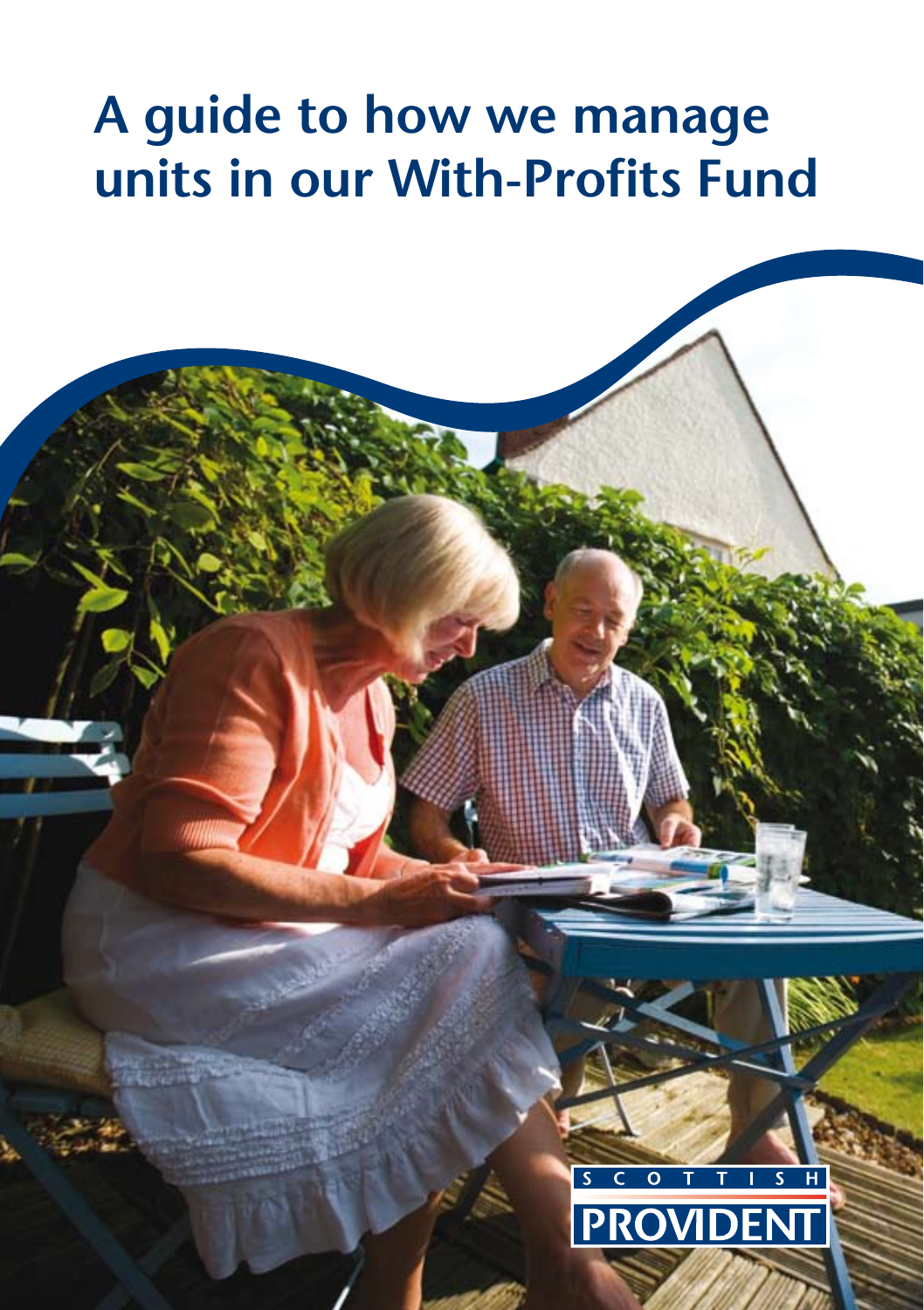# A guide to how we manage units in our With-Profits Fund

SCOTTISH PROVIDENT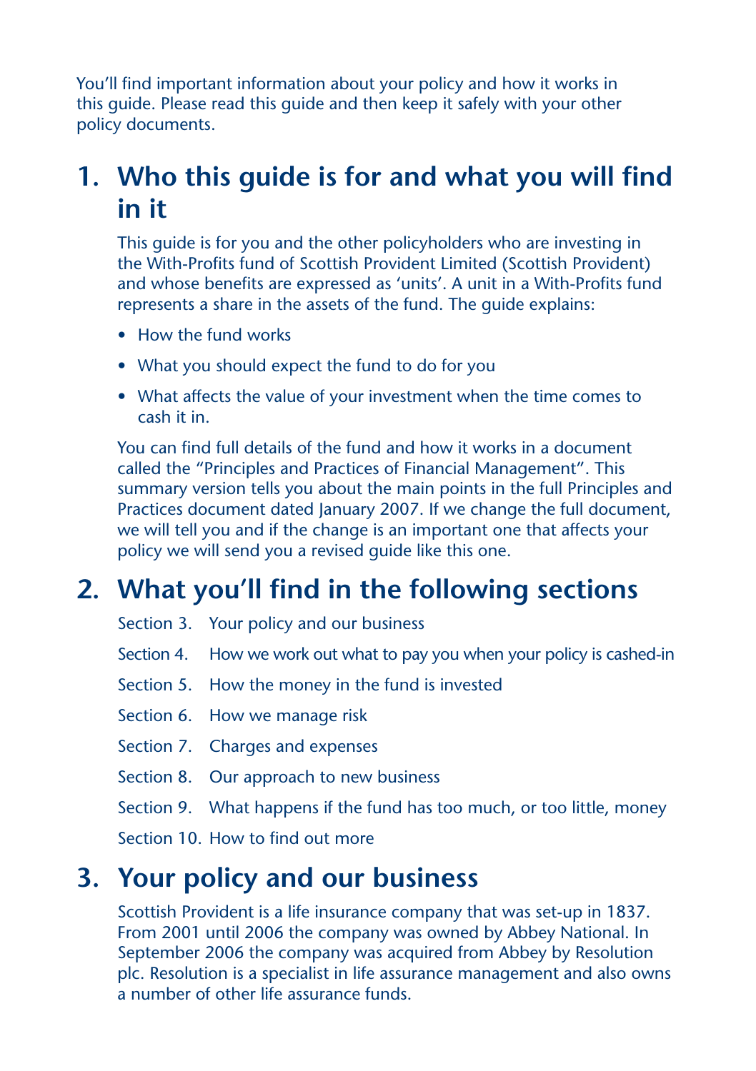You'll find important information about your policy and how it works in this guide. Please read this guide and then keep it safely with your other policy documents.

## 1. Who this guide is for and what you will find in it

This guide is for you and the other policyholders who are investing in the With-Profits fund of Scottish Provident Limited (Scottish Provident) and whose benefits are expressed as 'units'. A unit in a With-Profits fund represents a share in the assets of the fund. The guide explains:

- How the fund works
- What you should expect the fund to do for you
- What affects the value of your investment when the time comes to cash it in.

You can find full details of the fund and how it works in a document called the "Principles and Practices of Financial Management". This summary version tells you about the main points in the full Principles and Practices document dated January 2007. If we change the full document, we will tell you and if the change is an important one that affects your policy we will send you a revised guide like this one.

## 2. What you'll find in the following sections

Section 3. Your policy and our business

Section 4. How we work out what to pay you when your policy is cashed-in

Section 5. How the money in the fund is invested

Section 6. How we manage risk

Section 7. Charges and expenses

Section 8. Our approach to new business

Section 9. What happens if the fund has too much, or too little, money

Section 10. How to find out more

## 3. Your policy and our business

Scottish Provident is a life insurance company that was set-up in 1837. From 2001 until 2006 the company was owned by Abbey National. In September 2006 the company was acquired from Abbey by Resolution plc. Resolution is a specialist in life assurance management and also owns a number of other life assurance funds.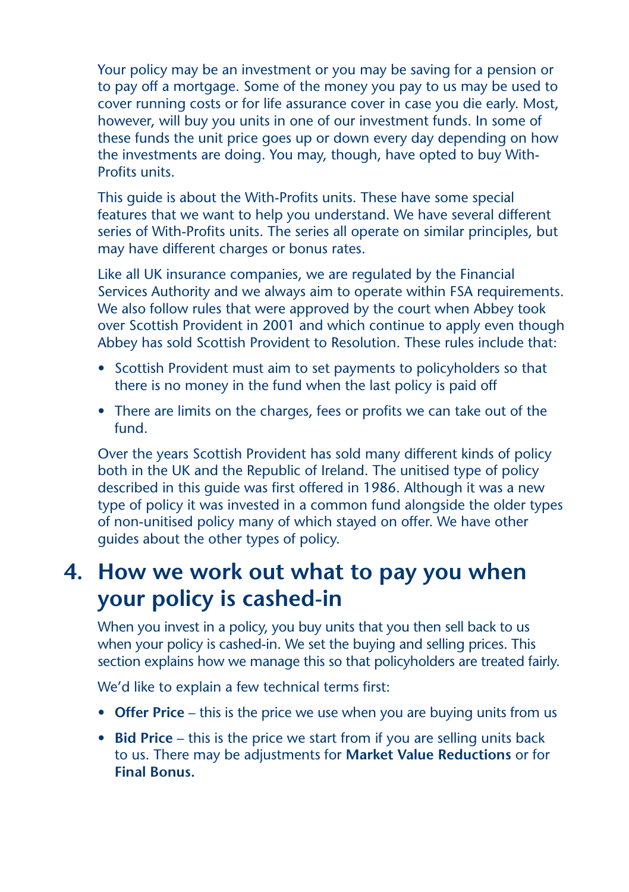Your policy may be an investment or you may be saving for a pension or to pay off a mortgage. Some of the money you pay to us may be used to cover running costs or for life assurance cover in case you die early. Most, however, will buy you units in one of our investment funds. In some of these funds the unit price goes up or down every day depending on how the investments are doing. You may, though, have opted to buy With-Profits units.

This guide is about the With-Profits units. These have some special features that we want to help you understand. We have several different series of With-Profits units. The series all operate on similar principles, but may have different charges or bonus rates.

Like all UK insurance companies, we are regulated by the Financial Services Authority and we always aim to operate within FSA requirements. We also follow rules that were approved by the court when Abbey took over Scottish Provident in 2001 and which continue to apply even though Abbey has sold Scottish Provident to Resolution. These rules include that:

- Scottish Provident must aim to set payments to policyholders so that there is no money in the fund when the last policy is paid off
- There are limits on the charges, fees or profits we can take out of the fund.

Over the years Scottish Provident has sold many different kinds of policy both in the UK and the Republic of Ireland. The unitised type of policy described in this guide was first offered in 1986. Although it was a new type of policy it was invested in a common fund alongside the older types of non-unitised policy many of which stayed on offer. We have other guides about the other types of policy.

## 4. How we work out what to pay you when your policy is cashed-in

When you invest in a policy, you buy units that you then sell back to us when your policy is cashed-in. We set the buying and selling prices. This section explains how we manage this so that policyholders are treated fairly.

We'd like to explain a few technical terms first:

- **Offer Price** – this is the price we use when you are buying units from us
- **Bid Price** – this is the price we start from if you are selling units back to us. There may be adjustments for **Market Value Reductions** or for **Final Bonus.**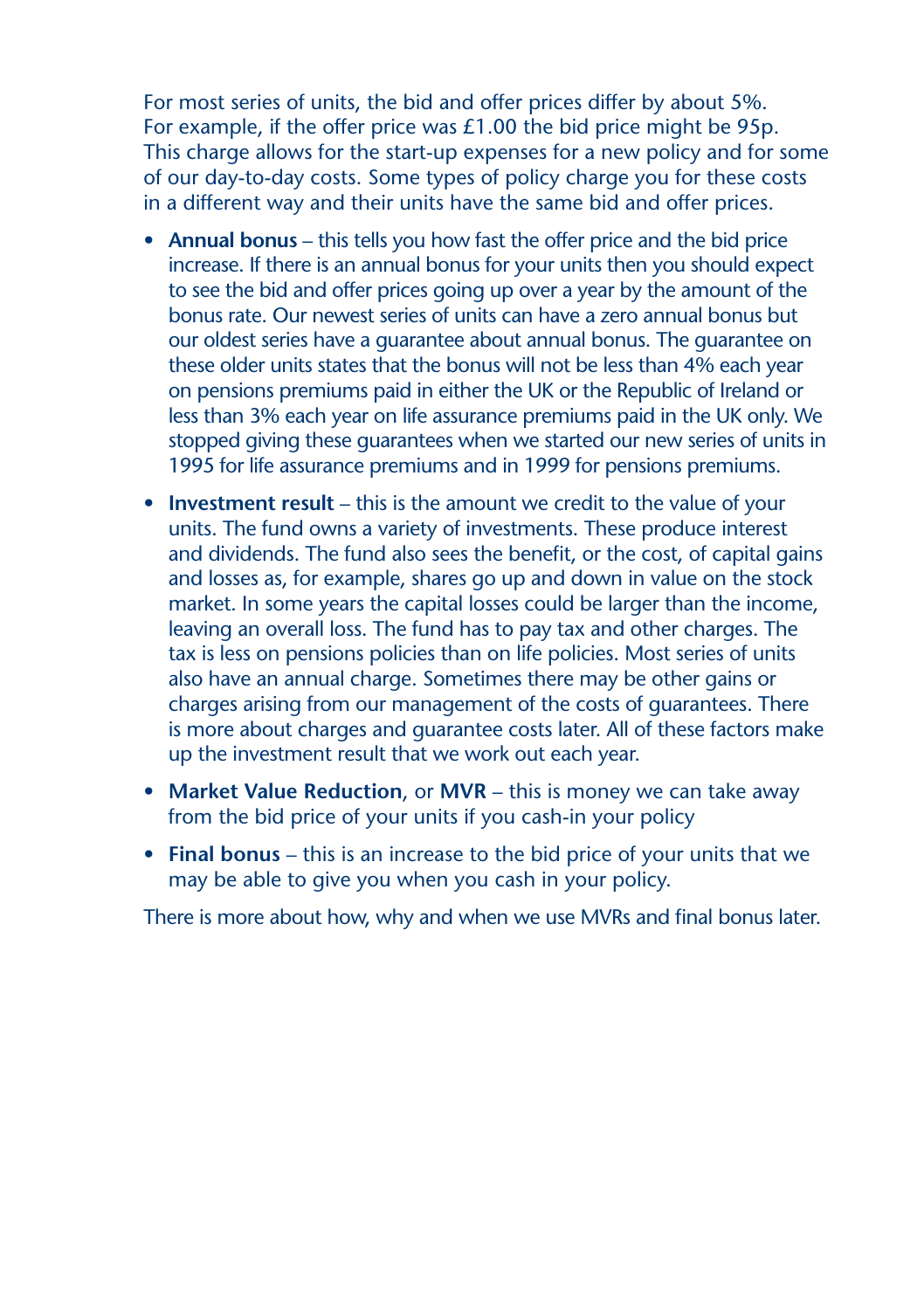For most series of units, the bid and offer prices differ by about 5%. For example, if the offer price was £1.00 the bid price might be 95p. This charge allows for the start-up expenses for a new policy and for some of our day-to-day costs. Some types of policy charge you for these costs in a different way and their units have the same bid and offer prices.

- **Annual bonus** – this tells you how fast the offer price and the bid price increase. If there is an annual bonus for your units then you should expect to see the bid and offer prices going up over a year by the amount of the bonus rate. Our newest series of units can have a zero annual bonus but our oldest series have a guarantee about annual bonus. The guarantee on these older units states that the bonus will not be less than 4% each year on pensions premiums paid in either the UK or the Republic of Ireland or less than 3% each year on life assurance premiums paid in the UK only. We stopped giving these guarantees when we started our new series of units in 1995 for life assurance premiums and in 1999 for pensions premiums.
- **Investment result** – this is the amount we credit to the value of your units. The fund owns a variety of investments. These produce interest and dividends. The fund also sees the benefit, or the cost, of capital gains and losses as, for example, shares go up and down in value on the stock market. In some years the capital losses could be larger than the income, leaving an overall loss. The fund has to pay tax and other charges. The tax is less on pensions policies than on life policies. Most series of units also have an annual charge. Sometimes there may be other gains or charges arising from our management of the costs of guarantees. There is more about charges and guarantee costs later. All of these factors make up the investment result that we work out each year.
- **Market Value Reduction**, or **MVR** – this is money we can take away from the bid price of your units if you cash-in your policy
- **Final bonus** – this is an increase to the bid price of your units that we may be able to give you when you cash in your policy.

There is more about how, why and when we use MVRs and final bonus later.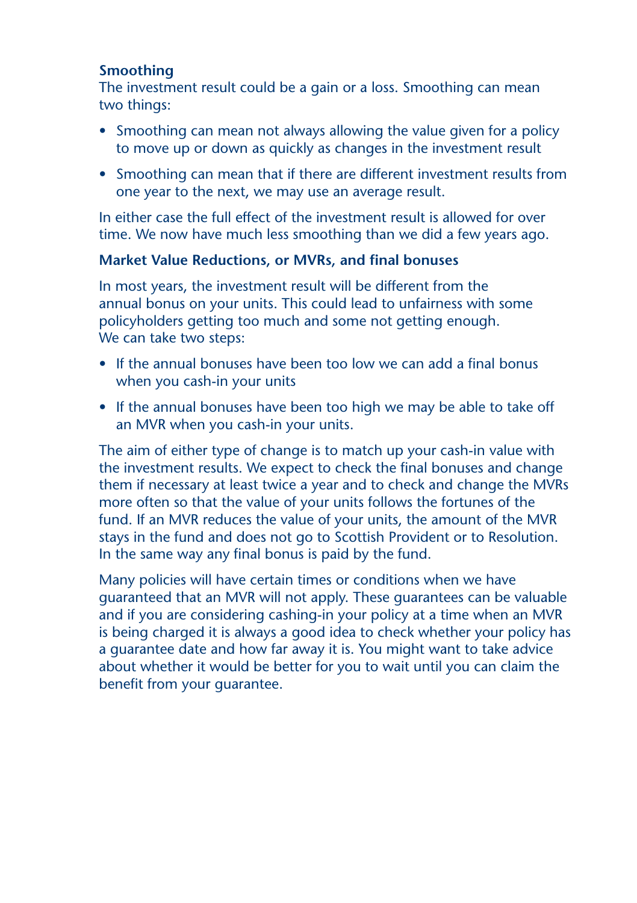### Smoothing

The investment result could be a gain or a loss. Smoothing can mean two things:

- Smoothing can mean not always allowing the value given for a policy to move up or down as quickly as changes in the investment result
- Smoothing can mean that if there are different investment results from one year to the next, we may use an average result.

In either case the full effect of the investment result is allowed for over time. We now have much less smoothing than we did a few years ago.

### Market Value Reductions, or MVRs, and final bonuses

In most years, the investment result will be different from the annual bonus on your units. This could lead to unfairness with some policyholders getting too much and some not getting enough. We can take two steps:

- If the annual bonuses have been too low we can add a final bonus when you cash-in your units
- If the annual bonuses have been too high we may be able to take off an MVR when you cash-in your units.

The aim of either type of change is to match up your cash-in value with the investment results. We expect to check the final bonuses and change them if necessary at least twice a year and to check and change the MVRs more often so that the value of your units follows the fortunes of the fund. If an MVR reduces the value of your units, the amount of the MVR stays in the fund and does not go to Scottish Provident or to Resolution. In the same way any final bonus is paid by the fund.

Many policies will have certain times or conditions when we have guaranteed that an MVR will not apply. These guarantees can be valuable and if you are considering cashing-in your policy at a time when an MVR is being charged it is always a good idea to check whether your policy has a guarantee date and how far away it is. You might want to take advice about whether it would be better for you to wait until you can claim the benefit from your guarantee.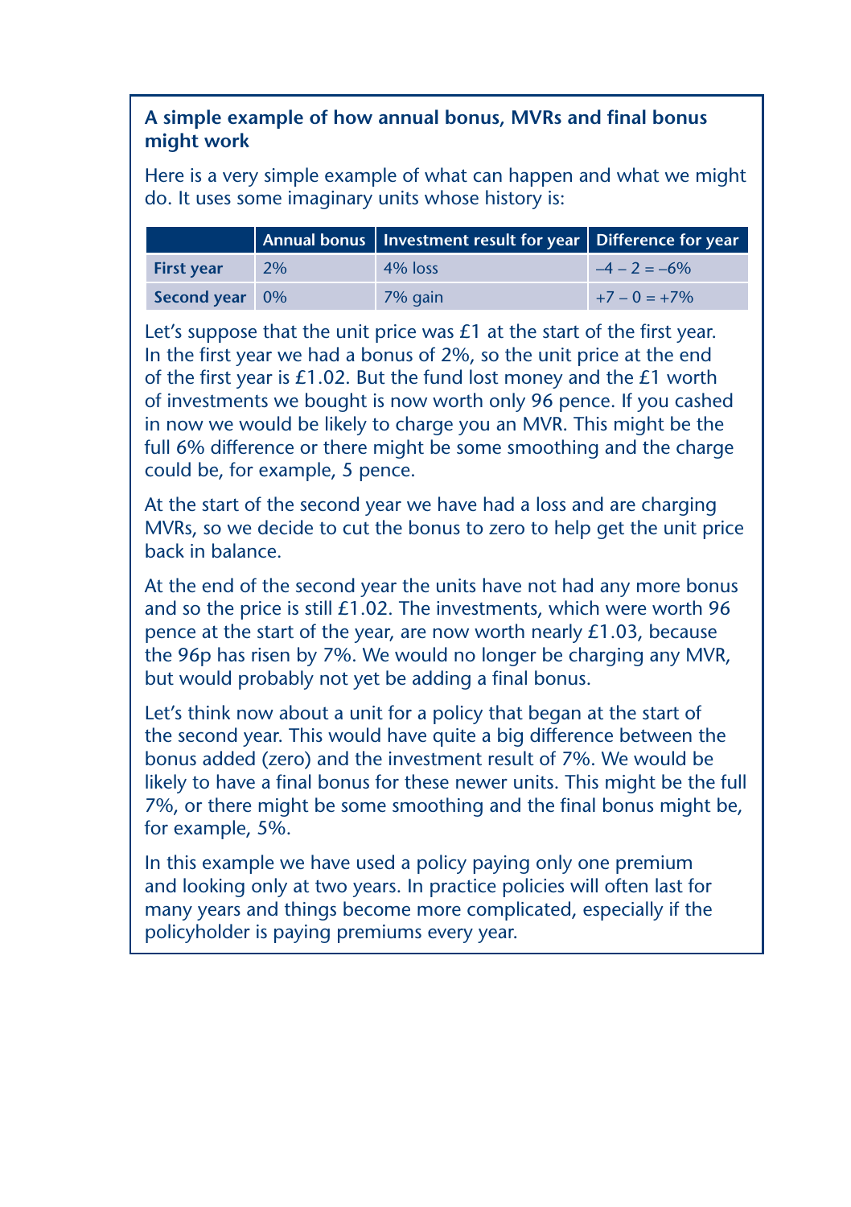### A simple example of how annual bonus, MVRs and final bonus might work

Here is a very simple example of what can happen and what we might do. It uses some imaginary units whose history is:

| | Annual bonus | Investment result for year | Difference for year |
|---|---|---|---|
| **First year** | 2% | 4% loss | –4 – 2 = –6% |
| **Second year** | 0% | 7% gain | +7 – 0 = +7% |

Let's suppose that the unit price was £1 at the start of the first year. In the first year we had a bonus of 2%, so the unit price at the end of the first year is £1.02. But the fund lost money and the £1 worth of investments we bought is now worth only 96 pence. If you cashed in now we would be likely to charge you an MVR. This might be the full 6% difference or there might be some smoothing and the charge could be, for example, 5 pence.

At the start of the second year we have had a loss and are charging MVRs, so we decide to cut the bonus to zero to help get the unit price back in balance.

At the end of the second year the units have not had any more bonus and so the price is still £1.02. The investments, which were worth 96 pence at the start of the year, are now worth nearly £1.03, because the 96p has risen by 7%. We would no longer be charging any MVR, but would probably not yet be adding a final bonus.

Let's think now about a unit for a policy that began at the start of the second year. This would have quite a big difference between the bonus added (zero) and the investment result of 7%. We would be likely to have a final bonus for these newer units. This might be the full 7%, or there might be some smoothing and the final bonus might be, for example, 5%.

In this example we have used a policy paying only one premium and looking only at two years. In practice policies will often last for many years and things become more complicated, especially if the policyholder is paying premiums every year.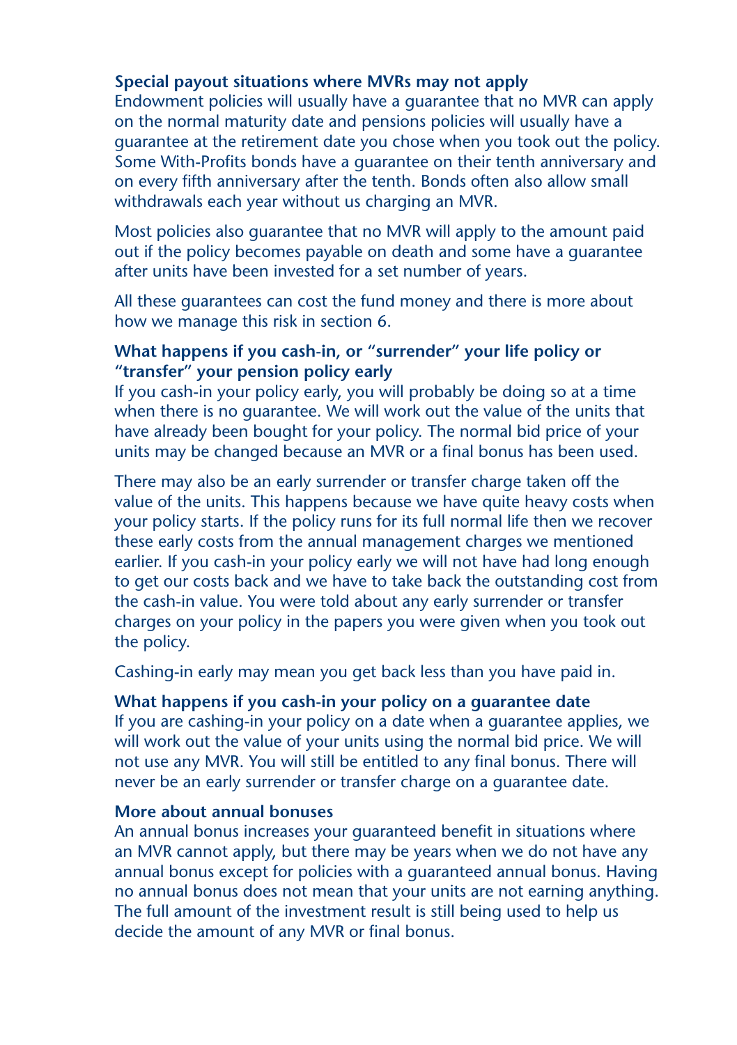### Special payout situations where MVRs may not apply

Endowment policies will usually have a guarantee that no MVR can apply on the normal maturity date and pensions policies will usually have a guarantee at the retirement date you chose when you took out the policy. Some With-Profits bonds have a guarantee on their tenth anniversary and on every fifth anniversary after the tenth. Bonds often also allow small withdrawals each year without us charging an MVR.

Most policies also guarantee that no MVR will apply to the amount paid out if the policy becomes payable on death and some have a guarantee after units have been invested for a set number of years.

All these guarantees can cost the fund money and there is more about how we manage this risk in section 6.

### What happens if you cash-in, or “surrender” your life policy or “transfer” your pension policy early

If you cash-in your policy early, you will probably be doing so at a time when there is no guarantee. We will work out the value of the units that have already been bought for your policy. The normal bid price of your units may be changed because an MVR or a final bonus has been used.

There may also be an early surrender or transfer charge taken off the value of the units. This happens because we have quite heavy costs when your policy starts. If the policy runs for its full normal life then we recover these early costs from the annual management charges we mentioned earlier. If you cash-in your policy early we will not have had long enough to get our costs back and we have to take back the outstanding cost from the cash-in value. You were told about any early surrender or transfer charges on your policy in the papers you were given when you took out the policy.

Cashing-in early may mean you get back less than you have paid in.

### What happens if you cash-in your policy on a guarantee date

If you are cashing-in your policy on a date when a guarantee applies, we will work out the value of your units using the normal bid price. We will not use any MVR. You will still be entitled to any final bonus. There will never be an early surrender or transfer charge on a guarantee date.

### More about annual bonuses

An annual bonus increases your guaranteed benefit in situations where an MVR cannot apply, but there may be years when we do not have any annual bonus except for policies with a guaranteed annual bonus. Having no annual bonus does not mean that your units are not earning anything. The full amount of the investment result is still being used to help us decide the amount of any MVR or final bonus.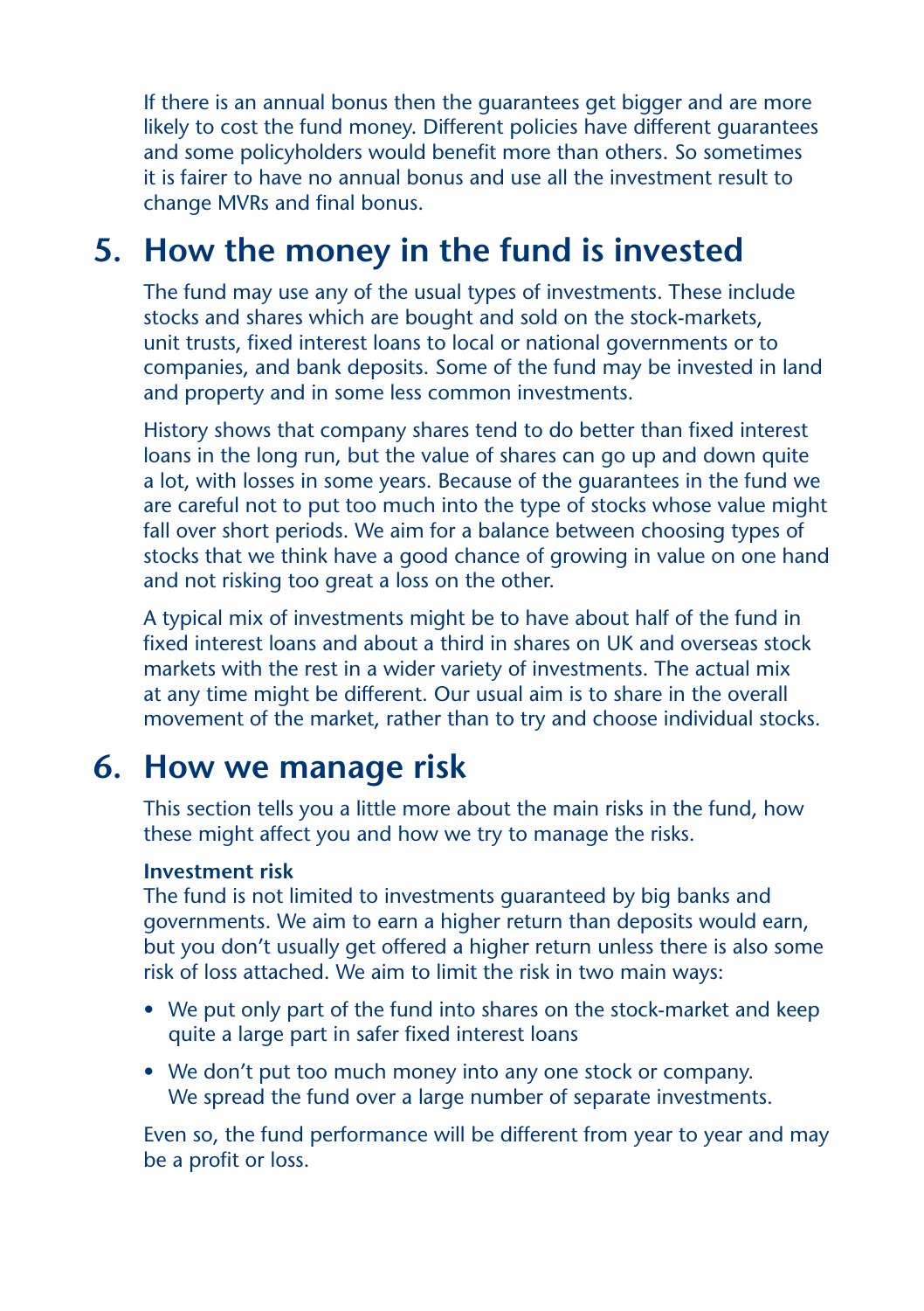If there is an annual bonus then the guarantees get bigger and are more likely to cost the fund money. Different policies have different guarantees and some policyholders would benefit more than others. So sometimes it is fairer to have no annual bonus and use all the investment result to change MVRs and final bonus.

## 5. How the money in the fund is invested

The fund may use any of the usual types of investments. These include stocks and shares which are bought and sold on the stock-markets, unit trusts, fixed interest loans to local or national governments or to companies, and bank deposits. Some of the fund may be invested in land and property and in some less common investments.

History shows that company shares tend to do better than fixed interest loans in the long run, but the value of shares can go up and down quite a lot, with losses in some years. Because of the guarantees in the fund we are careful not to put too much into the type of stocks whose value might fall over short periods. We aim for a balance between choosing types of stocks that we think have a good chance of growing in value on one hand and not risking too great a loss on the other.

A typical mix of investments might be to have about half of the fund in fixed interest loans and about a third in shares on UK and overseas stock markets with the rest in a wider variety of investments. The actual mix at any time might be different. Our usual aim is to share in the overall movement of the market, rather than to try and choose individual stocks.

## 6. How we manage risk

This section tells you a little more about the main risks in the fund, how these might affect you and how we try to manage the risks.

**Investment risk**
The fund is not limited to investments guaranteed by big banks and governments. We aim to earn a higher return than deposits would earn, but you don't usually get offered a higher return unless there is also some risk of loss attached. We aim to limit the risk in two main ways:

- We put only part of the fund into shares on the stock-market and keep quite a large part in safer fixed interest loans
- We don't put too much money into any one stock or company. We spread the fund over a large number of separate investments.

Even so, the fund performance will be different from year to year and may be a profit or loss.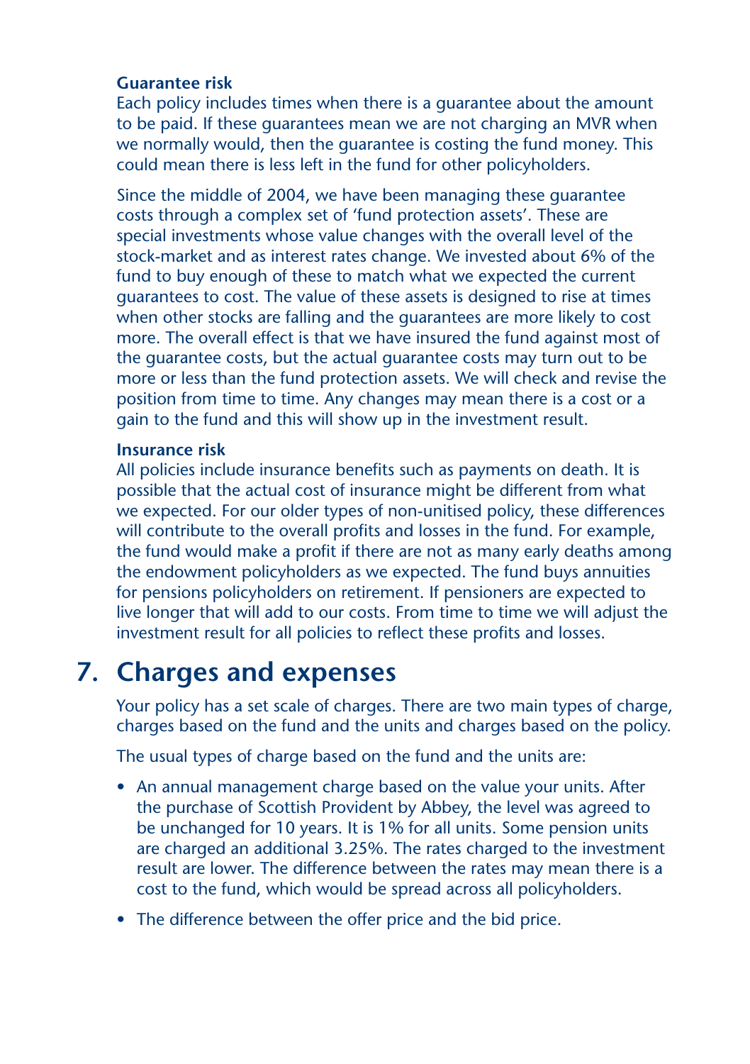### Guarantee risk

Each policy includes times when there is a guarantee about the amount to be paid. If these guarantees mean we are not charging an MVR when we normally would, then the guarantee is costing the fund money. This could mean there is less left in the fund for other policyholders.

Since the middle of 2004, we have been managing these guarantee costs through a complex set of 'fund protection assets'. These are special investments whose value changes with the overall level of the stock-market and as interest rates change. We invested about 6% of the fund to buy enough of these to match what we expected the current guarantees to cost. The value of these assets is designed to rise at times when other stocks are falling and the guarantees are more likely to cost more. The overall effect is that we have insured the fund against most of the guarantee costs, but the actual guarantee costs may turn out to be more or less than the fund protection assets. We will check and revise the position from time to time. Any changes may mean there is a cost or a gain to the fund and this will show up in the investment result.

### Insurance risk

All policies include insurance benefits such as payments on death. It is possible that the actual cost of insurance might be different from what we expected. For our older types of non-unitised policy, these differences will contribute to the overall profits and losses in the fund. For example, the fund would make a profit if there are not as many early deaths among the endowment policyholders as we expected. The fund buys annuities for pensions policyholders on retirement. If pensioners are expected to live longer that will add to our costs. From time to time we will adjust the investment result for all policies to reflect these profits and losses.

## 7. Charges and expenses

Your policy has a set scale of charges. There are two main types of charge, charges based on the fund and the units and charges based on the policy.

The usual types of charge based on the fund and the units are:

- An annual management charge based on the value your units. After the purchase of Scottish Provident by Abbey, the level was agreed to be unchanged for 10 years. It is 1% for all units. Some pension units are charged an additional 3.25%. The rates charged to the investment result are lower. The difference between the rates may mean there is a cost to the fund, which would be spread across all policyholders.
- The difference between the offer price and the bid price.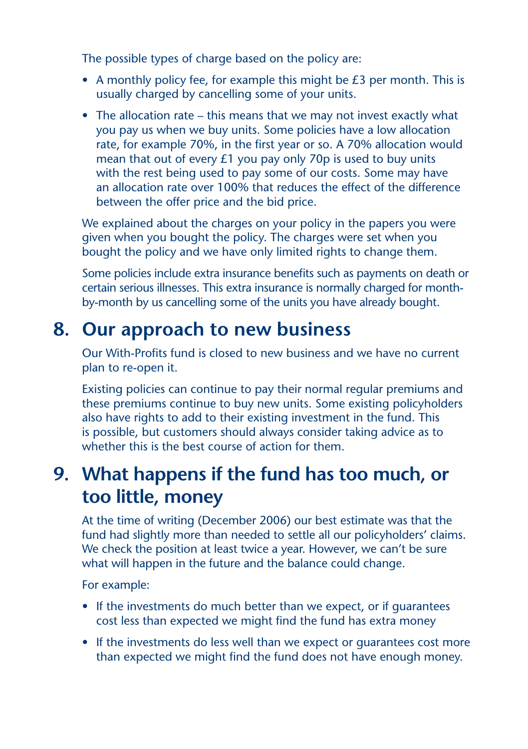The possible types of charge based on the policy are:

- A monthly policy fee, for example this might be £3 per month. This is usually charged by cancelling some of your units.
- The allocation rate – this means that we may not invest exactly what you pay us when we buy units. Some policies have a low allocation rate, for example 70%, in the first year or so. A 70% allocation would mean that out of every £1 you pay only 70p is used to buy units with the rest being used to pay some of our costs. Some may have an allocation rate over 100% that reduces the effect of the difference between the offer price and the bid price.

We explained about the charges on your policy in the papers you were given when you bought the policy. The charges were set when you bought the policy and we have only limited rights to change them.

Some policies include extra insurance benefits such as payments on death or certain serious illnesses. This extra insurance is normally charged for month-by-month by us cancelling some of the units you have already bought.

## 8. Our approach to new business

Our With-Profits fund is closed to new business and we have no current plan to re-open it.

Existing policies can continue to pay their normal regular premiums and these premiums continue to buy new units. Some existing policyholders also have rights to add to their existing investment in the fund. This is possible, but customers should always consider taking advice as to whether this is the best course of action for them.

## 9. What happens if the fund has too much, or too little, money

At the time of writing (December 2006) our best estimate was that the fund had slightly more than needed to settle all our policyholders' claims. We check the position at least twice a year. However, we can't be sure what will happen in the future and the balance could change.

For example:

- If the investments do much better than we expect, or if guarantees cost less than expected we might find the fund has extra money
- If the investments do less well than we expect or guarantees cost more than expected we might find the fund does not have enough money.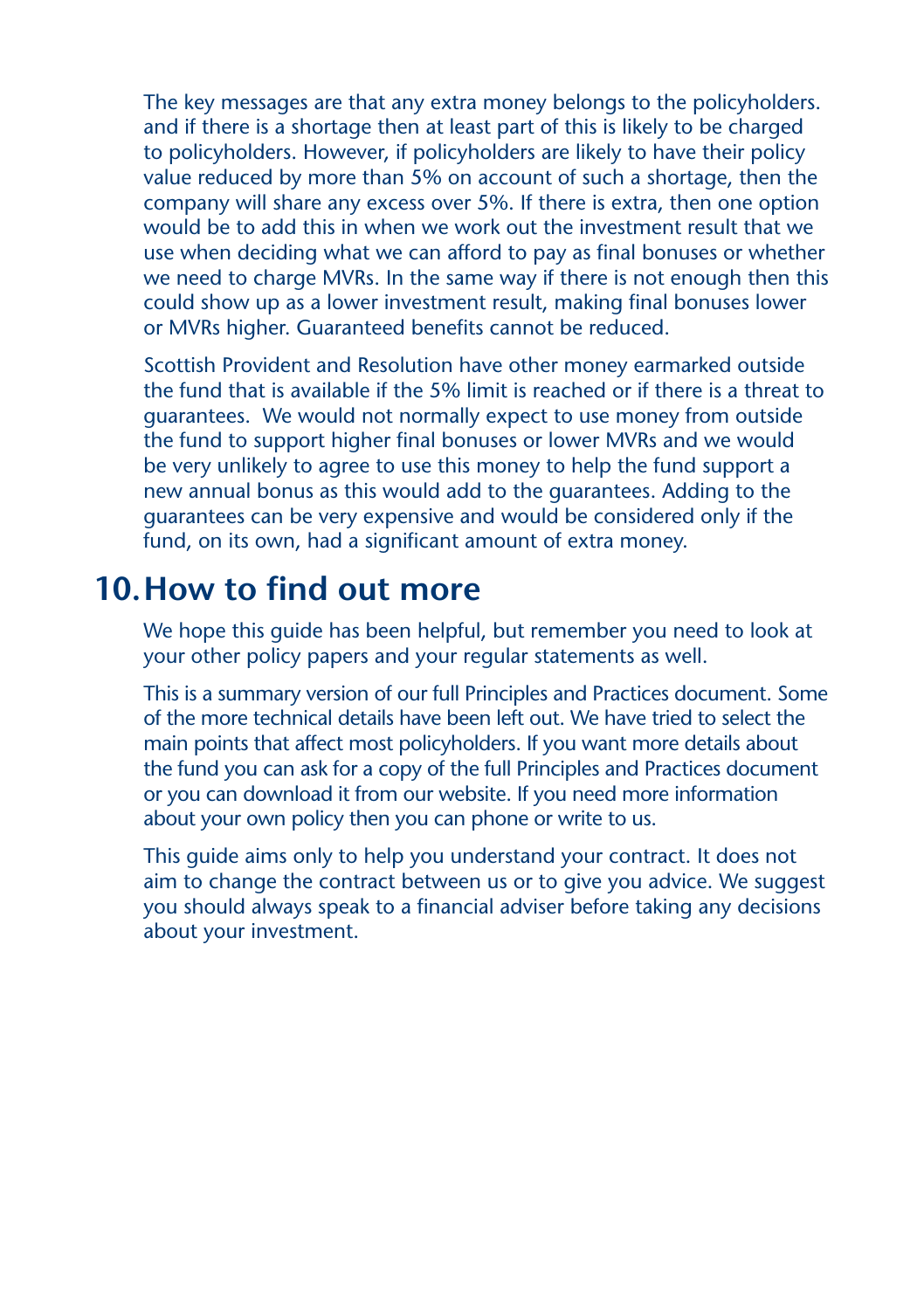The key messages are that any extra money belongs to the policyholders. and if there is a shortage then at least part of this is likely to be charged to policyholders. However, if policyholders are likely to have their policy value reduced by more than 5% on account of such a shortage, then the company will share any excess over 5%. If there is extra, then one option would be to add this in when we work out the investment result that we use when deciding what we can afford to pay as final bonuses or whether we need to charge MVRs. In the same way if there is not enough then this could show up as a lower investment result, making final bonuses lower or MVRs higher. Guaranteed benefits cannot be reduced.

Scottish Provident and Resolution have other money earmarked outside the fund that is available if the 5% limit is reached or if there is a threat to guarantees. We would not normally expect to use money from outside the fund to support higher final bonuses or lower MVRs and we would be very unlikely to agree to use this money to help the fund support a new annual bonus as this would add to the guarantees. Adding to the guarantees can be very expensive and would be considered only if the fund, on its own, had a significant amount of extra money.

## 10. How to find out more

We hope this guide has been helpful, but remember you need to look at your other policy papers and your regular statements as well.

This is a summary version of our full Principles and Practices document. Some of the more technical details have been left out. We have tried to select the main points that affect most policyholders. If you want more details about the fund you can ask for a copy of the full Principles and Practices document or you can download it from our website. If you need more information about your own policy then you can phone or write to us.

This guide aims only to help you understand your contract. It does not aim to change the contract between us or to give you advice. We suggest you should always speak to a financial adviser before taking any decisions about your investment.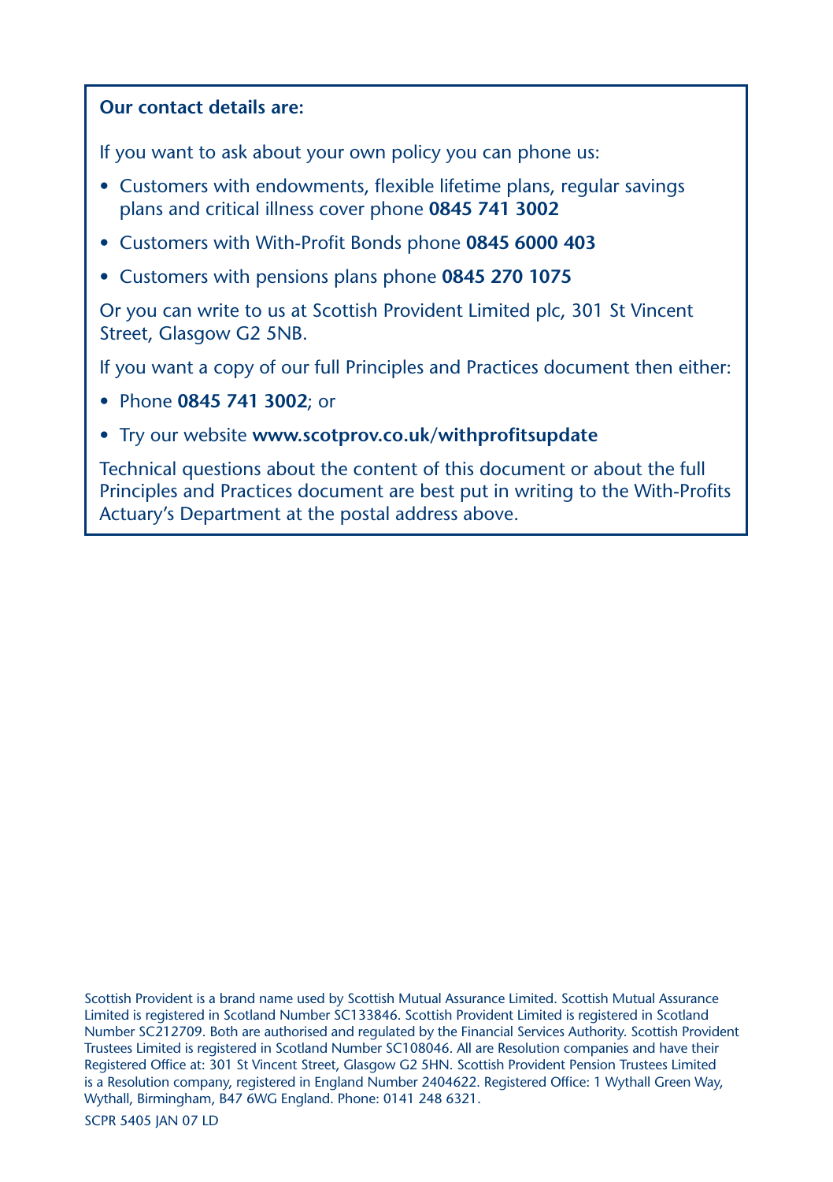**Our contact details are:**

If you want to ask about your own policy you can phone us:

- Customers with endowments, flexible lifetime plans, regular savings plans and critical illness cover phone **0845 741 3002**
- Customers with With-Profit Bonds phone **0845 6000 403**
- Customers with pensions plans phone **0845 270 1075**

Or you can write to us at Scottish Provident Limited plc, 301 St Vincent Street, Glasgow G2 5NB.

If you want a copy of our full Principles and Practices document then either:

- Phone **0845 741 3002**; or
- Try our website **www.scotprov.co.uk/withprofitsupdate**

Technical questions about the content of this document or about the full Principles and Practices document are best put in writing to the With-Profits Actuary's Department at the postal address above.

Scottish Provident is a brand name used by Scottish Mutual Assurance Limited. Scottish Mutual Assurance Limited is registered in Scotland Number SC133846. Scottish Provident Limited is registered in Scotland Number SC212709. Both are authorised and regulated by the Financial Services Authority. Scottish Provident Trustees Limited is registered in Scotland Number SC108046. All are Resolution companies and have their Registered Office at: 301 St Vincent Street, Glasgow G2 5HN. Scottish Provident Pension Trustees Limited is a Resolution company, registered in England Number 2404622. Registered Office: 1 Wythall Green Way, Wythall, Birmingham, B47 6WG England. Phone: 0141 248 6321.

SCPR 5405 JAN 07 LD